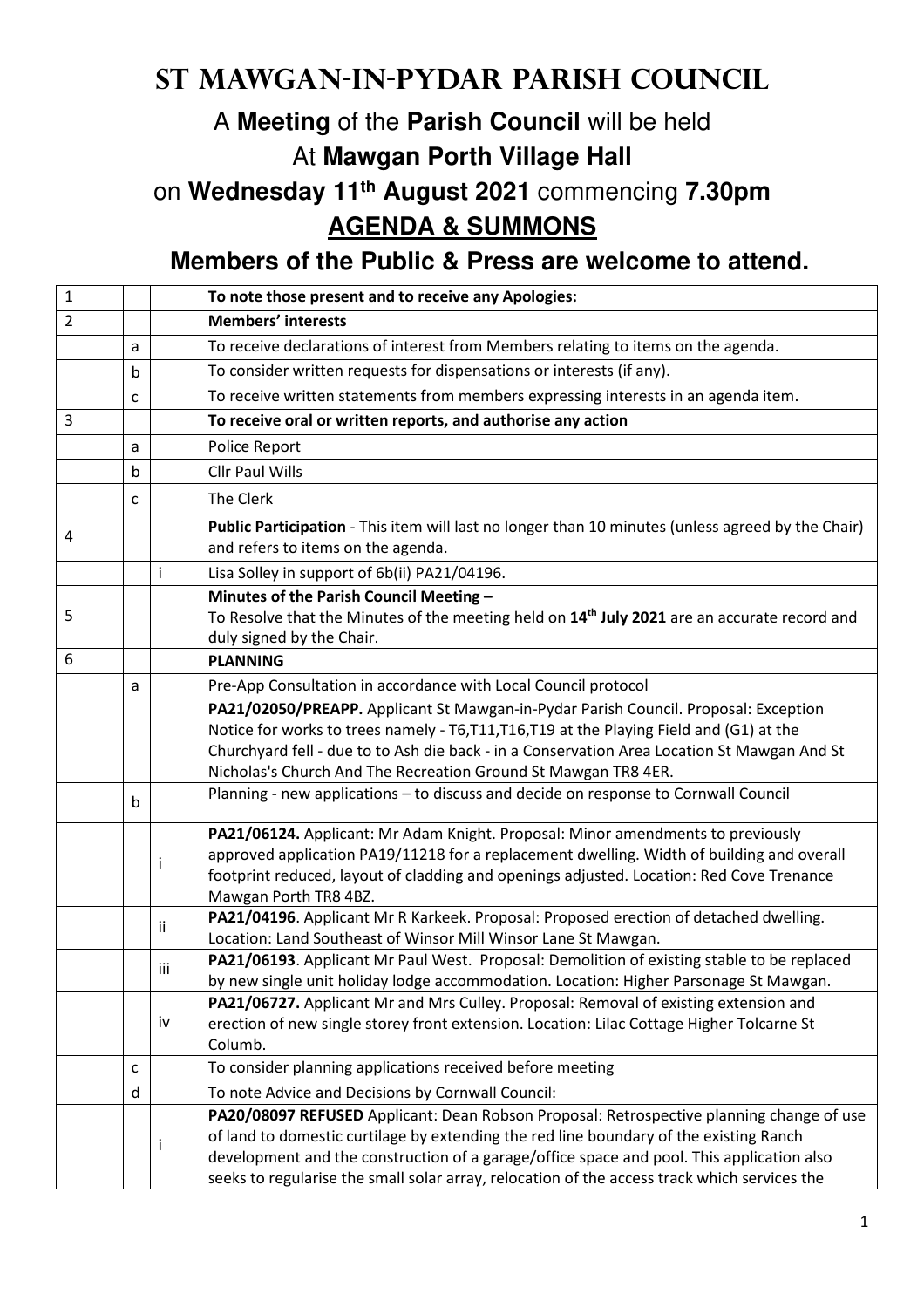# ST MAWGAN-IN-PYDAR PARISH COUNCIL

## A **Meeting** of the **Parish Council** will be held

## At **Mawgan Porth Village Hall**

## on **Wednesday 11th August 2021** commencing **7.30pm**

## **AGENDA & SUMMONS**

### Members of the Public & Press are welcome to attend.

| | | | |
|---|---|---|---|
| 1 | | | **To note those present and to receive any Apologies:** |
| 2 | | | **Members' interests** |
| | a | | To receive declarations of interest from Members relating to items on the agenda. |
| | b | | To consider written requests for dispensations or interests (if any). |
| | c | | To receive written statements from members expressing interests in an agenda item. |
| 3 | | | **To receive oral or written reports, and authorise any action** |
| | a | | Police Report |
| | b | | Cllr Paul Wills |
| | c | | The Clerk |
| 4 | | | **Public Participation** - This item will last no longer than 10 minutes (unless agreed by the Chair) and refers to items on the agenda. |
| | | i | Lisa Solley in support of 6b(ii) PA21/04196. |
| 5 | | | **Minutes of the Parish Council Meeting –** To Resolve that the Minutes of the meeting held on **14th July 2021** are an accurate record and duly signed by the Chair. |
| 6 | | | **PLANNING** |
| | a | | Pre-App Consultation in accordance with Local Council protocol |
| | | | **PA21/02050/PREAPP.** Applicant St Mawgan-in-Pydar Parish Council. Proposal: Exception Notice for works to trees namely - T6,T11,T16,T19 at the Playing Field and (G1) at the Churchyard fell - due to to Ash die back - in a Conservation Area Location St Mawgan And St Nicholas's Church And The Recreation Ground St Mawgan TR8 4ER. |
| | b | | Planning - new applications – to discuss and decide on response to Cornwall Council |
| | | i | **PA21/06124.** Applicant: Mr Adam Knight. Proposal: Minor amendments to previously approved application PA19/11218 for a replacement dwelling. Width of building and overall footprint reduced, layout of cladding and openings adjusted. Location: Red Cove Trenance Mawgan Porth TR8 4BZ. |
| | | ii | **PA21/04196**. Applicant Mr R Karkeek. Proposal: Proposed erection of detached dwelling. Location: Land Southeast of Winsor Mill Winsor Lane St Mawgan. |
| | | iii | **PA21/06193**. Applicant Mr Paul West. Proposal: Demolition of existing stable to be replaced by new single unit holiday lodge accommodation. Location: Higher Parsonage St Mawgan. |
| | | iv | **PA21/06727.** Applicant Mr and Mrs Culley. Proposal: Removal of existing extension and erection of new single storey front extension. Location: Lilac Cottage Higher Tolcarne St Columb. |
| | c | | To consider planning applications received before meeting |
| | d | | To note Advice and Decisions by Cornwall Council: |
| | | i | **PA20/08097 REFUSED** Applicant: Dean Robson Proposal: Retrospective planning change of use of land to domestic curtilage by extending the red line boundary of the existing Ranch development and the construction of a garage/office space and pool. This application also seeks to regularise the small solar array, relocation of the access track which services the |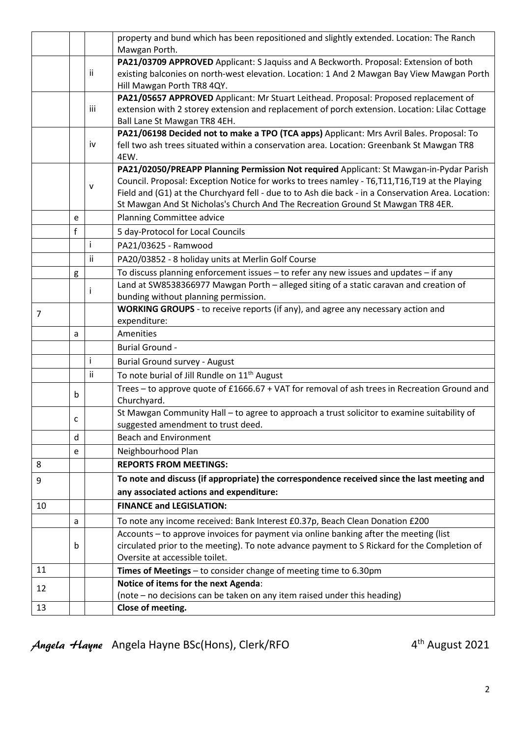| | | | |
|---|---|---|---|
| | | | property and bund which has been repositioned and slightly extended. Location: The Ranch Mawgan Porth. |
| | | ii | **PA21/03709 APPROVED** Applicant: S Jaquiss and A Beckworth. Proposal: Extension of both existing balconies on north-west elevation. Location: 1 And 2 Mawgan Bay View Mawgan Porth Hill Mawgan Porth TR8 4QY. |
| | | iii | **PA21/05657 APPROVED** Applicant: Mr Stuart Leithead. Proposal: Proposed replacement of extension with 2 storey extension and replacement of porch extension. Location: Lilac Cottage Ball Lane St Mawgan TR8 4EH. |
| | | iv | **PA21/06198 Decided not to make a TPO (TCA apps)** Applicant: Mrs Avril Bales. Proposal: To fell two ash trees situated within a conservation area. Location: Greenbank St Mawgan TR8 4EW. |
| | | v | **PA21/02050/PREAPP Planning Permission Not required** Applicant: St Mawgan-in-Pydar Parish Council. Proposal: Exception Notice for works to trees namley - T6,T11,T16,T19 at the Playing Field and (G1) at the Churchyard fell - due to to Ash die back - in a Conservation Area. Location: St Mawgan And St Nicholas's Church And The Recreation Ground St Mawgan TR8 4ER. |
| | e | | Planning Committee advice |
| | f | | 5 day-Protocol for Local Councils |
| | | i | PA21/03625 - Ramwood |
| | | ii | PA20/03852 - 8 holiday units at Merlin Golf Course |
| | g | | To discuss planning enforcement issues – to refer any new issues and updates – if any |
| | | i | Land at SW8538366977 Mawgan Porth – alleged siting of a static caravan and creation of bunding without planning permission. |
| 7 | | | **WORKING GROUPS** - to receive reports (if any), and agree any necessary action and expenditure: |
| | a | | Amenities |
| | | | Burial Ground - |
| | | i | Burial Ground survey - August |
| | | ii | To note burial of Jill Rundle on 11th August |
| | b | | Trees – to approve quote of £1666.67 + VAT for removal of ash trees in Recreation Ground and Churchyard. |
| | c | | St Mawgan Community Hall – to agree to approach a trust solicitor to examine suitability of suggested amendment to trust deed. |
| | d | | Beach and Environment |
| | e | | Neighbourhood Plan |
| 8 | | | **REPORTS FROM MEETINGS:** |
| 9 | | | **To note and discuss (if appropriate) the correspondence received since the last meeting and any associated actions and expenditure:** |
| 10 | | | **FINANCE and LEGISLATION:** |
| | a | | To note any income received: Bank Interest £0.37p, Beach Clean Donation £200 |
| | b | | Accounts – to approve invoices for payment via online banking after the meeting (list circulated prior to the meeting). To note advance payment to S Rickard for the Completion of Oversite at accessible toilet. |
| 11 | | | **Times of Meetings** – to consider change of meeting time to 6.30pm |
| 12 | | | **Notice of items for the next Agenda**: (note – no decisions can be taken on any item raised under this heading) |
| 13 | | | **Close of meeting.** |

*Angela Hayne* Angela Hayne BSc(Hons), Clerk/RFO 4th August 2021